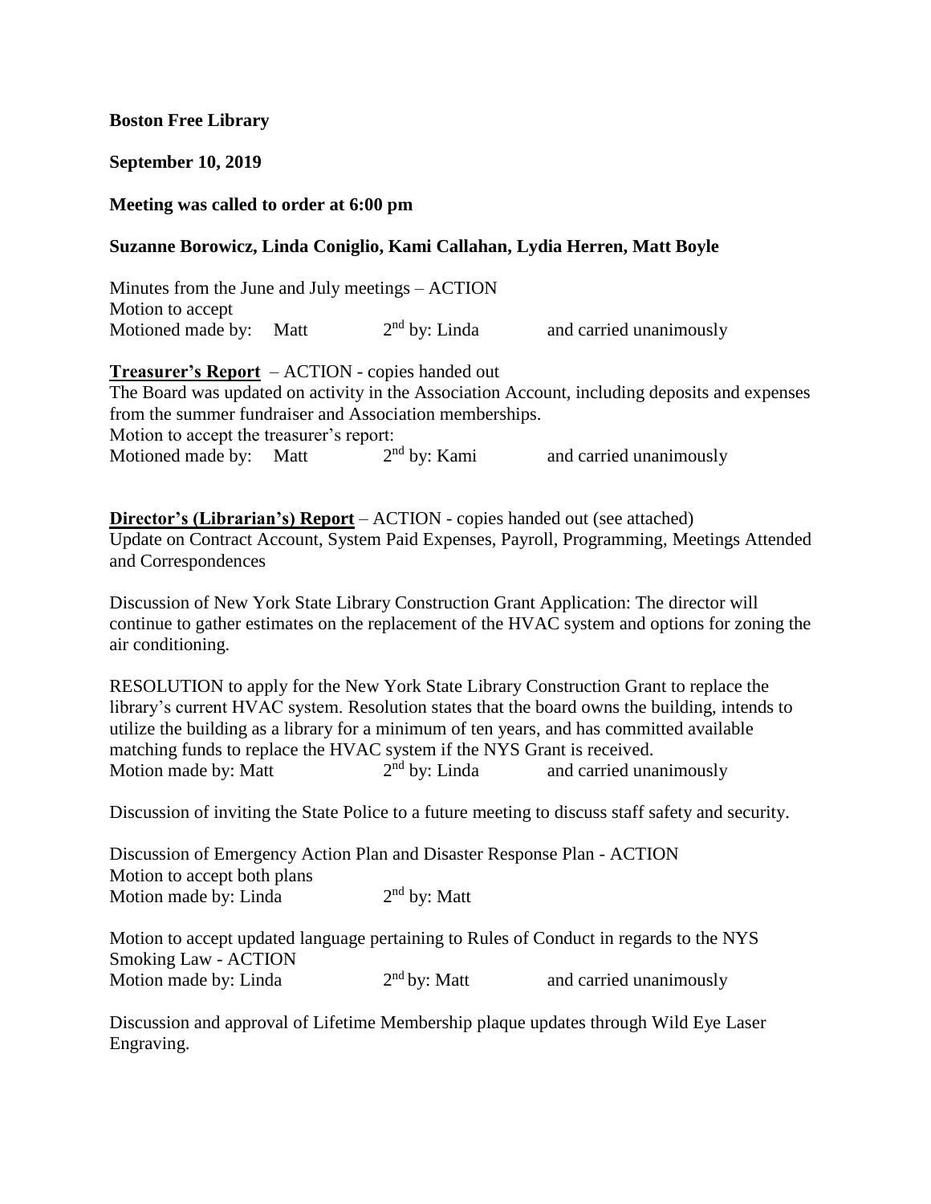**Boston Free Library**

**September 10, 2019**

**Meeting was called to order at 6:00 pm**

**Suzanne Borowicz, Linda Coniglio, Kami Callahan, Lydia Herren, Matt Boyle**

Minutes from the June and July meetings – ACTION
Motion to accept
Motioned made by: Matt 2nd by: Linda and carried unanimously

**Treasurer's Report** – ACTION - copies handed out
The Board was updated on activity in the Association Account, including deposits and expenses from the summer fundraiser and Association memberships.
Motion to accept the treasurer's report:
Motioned made by: Matt 2nd by: Kami and carried unanimously

**Director's (Librarian's) Report** – ACTION - copies handed out (see attached)
Update on Contract Account, System Paid Expenses, Payroll, Programming, Meetings Attended and Correspondences

Discussion of New York State Library Construction Grant Application: The director will continue to gather estimates on the replacement of the HVAC system and options for zoning the air conditioning.

RESOLUTION to apply for the New York State Library Construction Grant to replace the library's current HVAC system. Resolution states that the board owns the building, intends to utilize the building as a library for a minimum of ten years, and has committed available matching funds to replace the HVAC system if the NYS Grant is received.
Motion made by: Matt 2nd by: Linda and carried unanimously

Discussion of inviting the State Police to a future meeting to discuss staff safety and security.

Discussion of Emergency Action Plan and Disaster Response Plan - ACTION
Motion to accept both plans
Motion made by: Linda 2nd by: Matt

Motion to accept updated language pertaining to Rules of Conduct in regards to the NYS Smoking Law - ACTION
Motion made by: Linda 2nd by: Matt and carried unanimously

Discussion and approval of Lifetime Membership plaque updates through Wild Eye Laser Engraving.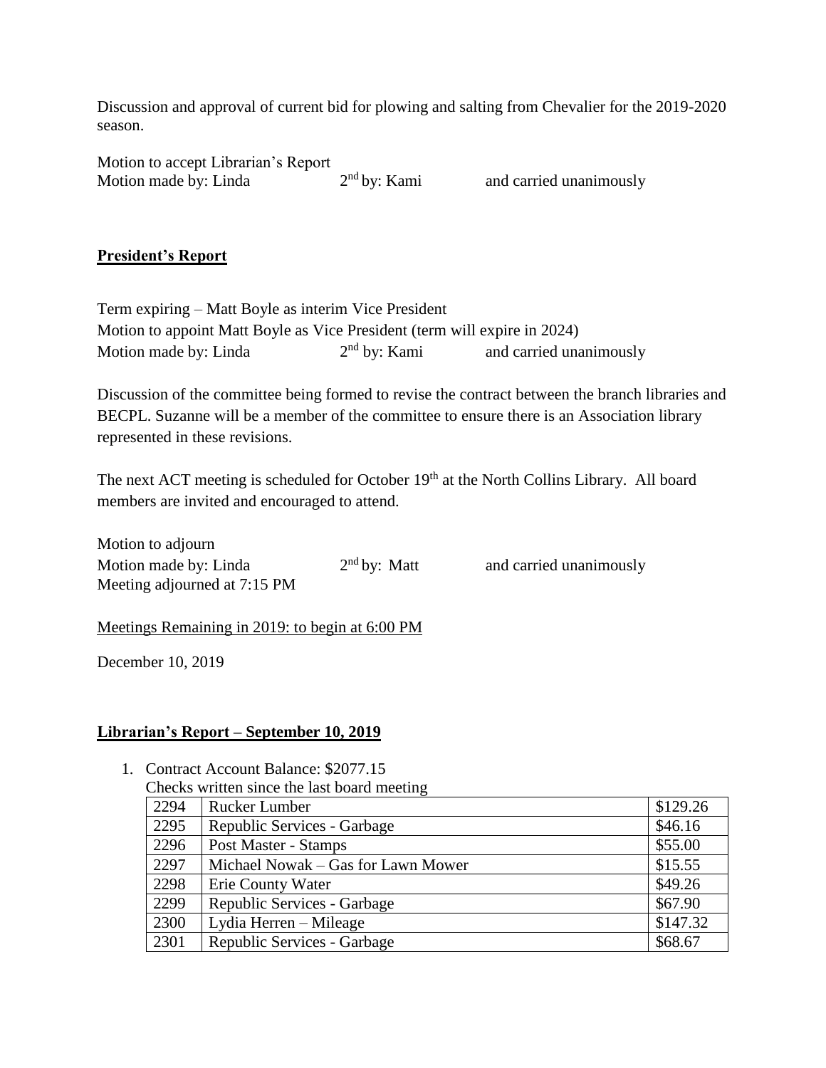Discussion and approval of current bid for plowing and salting from Chevalier for the 2019-2020 season.

Motion to accept Librarian's Report
Motion made by: Linda $2^{nd}$ by: Kami and carried unanimously

## President's Report

Term expiring – Matt Boyle as interim Vice President
Motion to appoint Matt Boyle as Vice President (term will expire in 2024)
Motion made by: Linda $2^{nd}$ by: Kami and carried unanimously

Discussion of the committee being formed to revise the contract between the branch libraries and BECPL. Suzanne will be a member of the committee to ensure there is an Association library represented in these revisions.

The next ACT meeting is scheduled for October 19th at the North Collins Library. All board members are invited and encouraged to attend.

Motion to adjourn
Motion made by: Linda $2^{nd}$ by: Matt and carried unanimously
Meeting adjourned at 7:15 PM

Meetings Remaining in 2019: to begin at 6:00 PM

December 10, 2019

## Librarian's Report – September 10, 2019

1. Contract Account Balance: $2077.15
   Checks written since the last board meeting

| | | |
|---|---|---|
| 2294 | Rucker Lumber | $129.26 |
| 2295 | Republic Services - Garbage | $46.16 |
| 2296 | Post Master - Stamps | $55.00 |
| 2297 | Michael Nowak – Gas for Lawn Mower | $15.55 |
| 2298 | Erie County Water | $49.26 |
| 2299 | Republic Services - Garbage | $67.90 |
| 2300 | Lydia Herren – Mileage | $147.32 |
| 2301 | Republic Services - Garbage | $68.67 |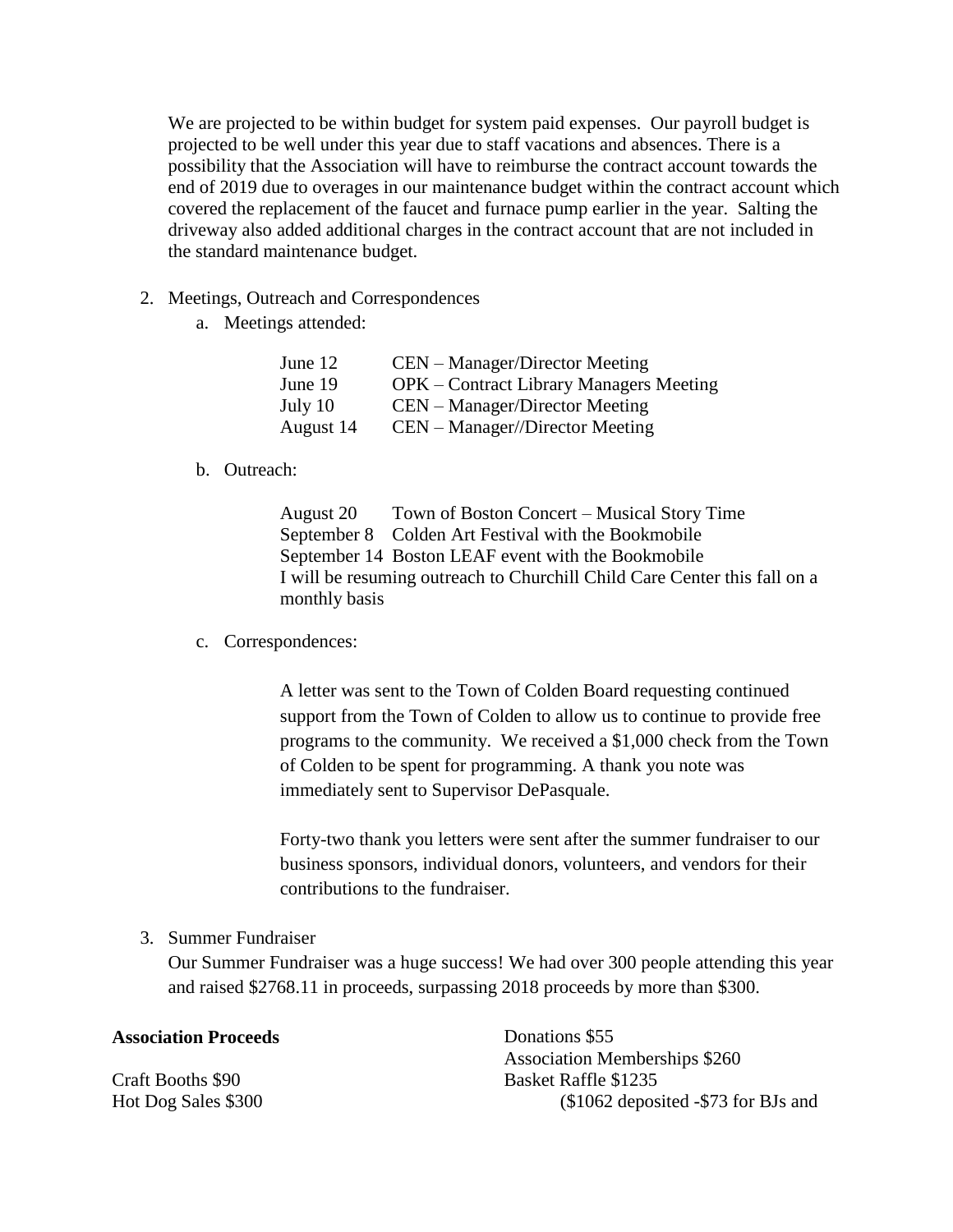We are projected to be within budget for system paid expenses. Our payroll budget is projected to be well under this year due to staff vacations and absences. There is a possibility that the Association will have to reimburse the contract account towards the end of 2019 due to overages in our maintenance budget within the contract account which covered the replacement of the faucet and furnace pump earlier in the year. Salting the driveway also added additional charges in the contract account that are not included in the standard maintenance budget.

2. Meetings, Outreach and Correspondences
   a. Meetings attended:

      June 12 CEN – Manager/Director Meeting
      June 19 OPK – Contract Library Managers Meeting
      July 10 CEN – Manager/Director Meeting
      August 14 CEN – Manager//Director Meeting

   b. Outreach:

      August 20 Town of Boston Concert – Musical Story Time
      September 8 Colden Art Festival with the Bookmobile
      September 14 Boston LEAF event with the Bookmobile
      I will be resuming outreach to Churchill Child Care Center this fall on a monthly basis

   c. Correspondences:

      A letter was sent to the Town of Colden Board requesting continued support from the Town of Colden to allow us to continue to provide free programs to the community. We received a $1,000 check from the Town of Colden to be spent for programming. A thank you note was immediately sent to Supervisor DePasquale.

      Forty-two thank you letters were sent after the summer fundraiser to our business sponsors, individual donors, volunteers, and vendors for their contributions to the fundraiser.

3. Summer Fundraiser
   Our Summer Fundraiser was a huge success! We had over 300 people attending this year and raised $2768.11 in proceeds, surpassing 2018 proceeds by more than $300.

**Association Proceeds**

Craft Booths $90
Hot Dog Sales $300

Donations $55
Association Memberships $260
Basket Raffle $1235
($1062 deposited -$73 for BJs and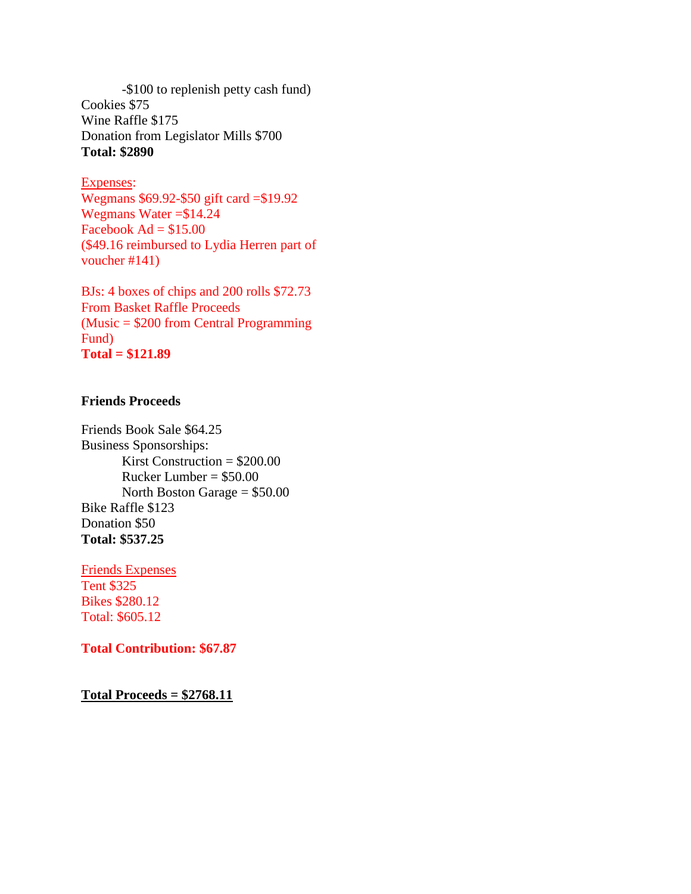-$100 to replenish petty cash fund)

Cookies $75
Wine Raffle $175
Donation from Legislator Mills $700
**Total: $2890**

Expenses:
Wegmans $69.92-$50 gift card =$19.92
Wegmans Water =$14.24
Facebook Ad = $15.00
($49.16 reimbursed to Lydia Herren part of voucher #141)

BJs: 4 boxes of chips and 200 rolls $72.73
From Basket Raffle Proceeds
(Music = $200 from Central Programming Fund)
**Total = $121.89**

**Friends Proceeds**

Friends Book Sale $64.25
Business Sponsorships:
- Kirst Construction = $200.00
- Rucker Lumber = $50.00
- North Boston Garage = $50.00

Bike Raffle $123
Donation $50
**Total: $537.25**

Friends Expenses
Tent $325
Bikes $280.12
Total: $605.12

**Total Contribution: $67.87**

**Total Proceeds = $2768.11**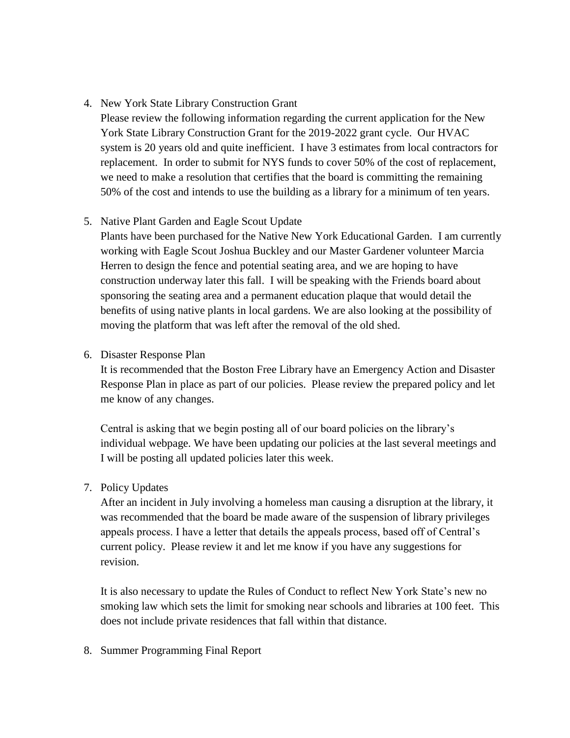4. New York State Library Construction Grant

   Please review the following information regarding the current application for the New York State Library Construction Grant for the 2019-2022 grant cycle. Our HVAC system is 20 years old and quite inefficient. I have 3 estimates from local contractors for replacement. In order to submit for NYS funds to cover 50% of the cost of replacement, we need to make a resolution that certifies that the board is committing the remaining 50% of the cost and intends to use the building as a library for a minimum of ten years.

5. Native Plant Garden and Eagle Scout Update

   Plants have been purchased for the Native New York Educational Garden. I am currently working with Eagle Scout Joshua Buckley and our Master Gardener volunteer Marcia Herren to design the fence and potential seating area, and we are hoping to have construction underway later this fall. I will be speaking with the Friends board about sponsoring the seating area and a permanent education plaque that would detail the benefits of using native plants in local gardens. We are also looking at the possibility of moving the platform that was left after the removal of the old shed.

6. Disaster Response Plan

   It is recommended that the Boston Free Library have an Emergency Action and Disaster Response Plan in place as part of our policies. Please review the prepared policy and let me know of any changes.

   Central is asking that we begin posting all of our board policies on the library's individual webpage. We have been updating our policies at the last several meetings and I will be posting all updated policies later this week.

7. Policy Updates

   After an incident in July involving a homeless man causing a disruption at the library, it was recommended that the board be made aware of the suspension of library privileges appeals process. I have a letter that details the appeals process, based off of Central's current policy. Please review it and let me know if you have any suggestions for revision.

   It is also necessary to update the Rules of Conduct to reflect New York State's new no smoking law which sets the limit for smoking near schools and libraries at 100 feet. This does not include private residences that fall within that distance.

8. Summer Programming Final Report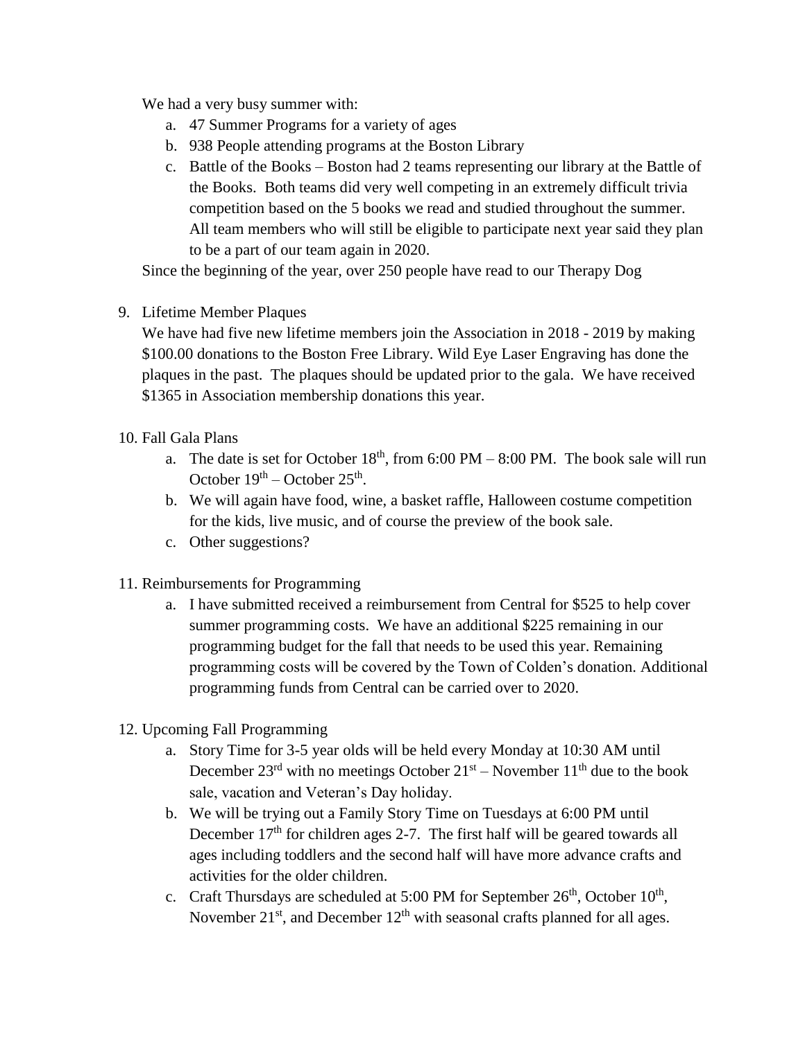We had a very busy summer with:

a. 47 Summer Programs for a variety of ages
b. 938 People attending programs at the Boston Library
c. Battle of the Books – Boston had 2 teams representing our library at the Battle of the Books. Both teams did very well competing in an extremely difficult trivia competition based on the 5 books we read and studied throughout the summer. All team members who will still be eligible to participate next year said they plan to be a part of our team again in 2020.

Since the beginning of the year, over 250 people have read to our Therapy Dog

9. Lifetime Member Plaques

   We have had five new lifetime members join the Association in 2018 - 2019 by making $100.00 donations to the Boston Free Library. Wild Eye Laser Engraving has done the plaques in the past. The plaques should be updated prior to the gala. We have received $1365 in Association membership donations this year.

10. Fall Gala Plans

    a. The date is set for October 18th, from 6:00 PM – 8:00 PM. The book sale will run October 19th – October 25th.
    b. We will again have food, wine, a basket raffle, Halloween costume competition for the kids, live music, and of course the preview of the book sale.
    c. Other suggestions?

11. Reimbursements for Programming

    a. I have submitted received a reimbursement from Central for $525 to help cover summer programming costs. We have an additional $225 remaining in our programming budget for the fall that needs to be used this year. Remaining programming costs will be covered by the Town of Colden's donation. Additional programming funds from Central can be carried over to 2020.

12. Upcoming Fall Programming

    a. Story Time for 3-5 year olds will be held every Monday at 10:30 AM until December 23rd with no meetings October 21st – November 11th due to the book sale, vacation and Veteran's Day holiday.
    b. We will be trying out a Family Story Time on Tuesdays at 6:00 PM until December 17th for children ages 2-7. The first half will be geared towards all ages including toddlers and the second half will have more advance crafts and activities for the older children.
    c. Craft Thursdays are scheduled at 5:00 PM for September 26th, October 10th, November 21st, and December 12th with seasonal crafts planned for all ages.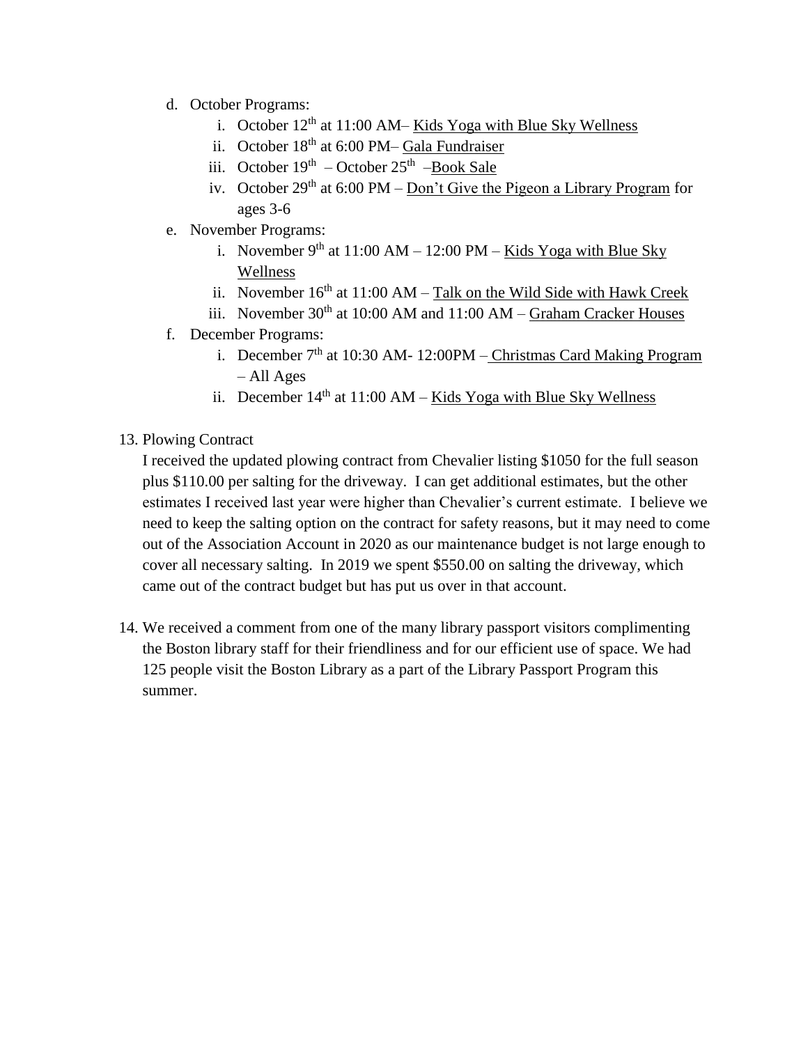d. October Programs:
   i. October 12th at 11:00 AM– Kids Yoga with Blue Sky Wellness
   ii. October 18th at 6:00 PM– Gala Fundraiser
   iii. October 19th – October 25th –Book Sale
   iv. October 29th at 6:00 PM – Don't Give the Pigeon a Library Program for ages 3-6

e. November Programs:
   i. November 9th at 11:00 AM – 12:00 PM – Kids Yoga with Blue Sky Wellness
   ii. November 16th at 11:00 AM – Talk on the Wild Side with Hawk Creek
   iii. November 30th at 10:00 AM and 11:00 AM – Graham Cracker Houses

f. December Programs:
   i. December 7th at 10:30 AM- 12:00PM – Christmas Card Making Program – All Ages
   ii. December 14th at 11:00 AM – Kids Yoga with Blue Sky Wellness

13. Plowing Contract

    I received the updated plowing contract from Chevalier listing $1050 for the full season plus $110.00 per salting for the driveway. I can get additional estimates, but the other estimates I received last year were higher than Chevalier's current estimate. I believe we need to keep the salting option on the contract for safety reasons, but it may need to come out of the Association Account in 2020 as our maintenance budget is not large enough to cover all necessary salting. In 2019 we spent $550.00 on salting the driveway, which came out of the contract budget but has put us over in that account.

14. We received a comment from one of the many library passport visitors complimenting the Boston library staff for their friendliness and for our efficient use of space. We had 125 people visit the Boston Library as a part of the Library Passport Program this summer.